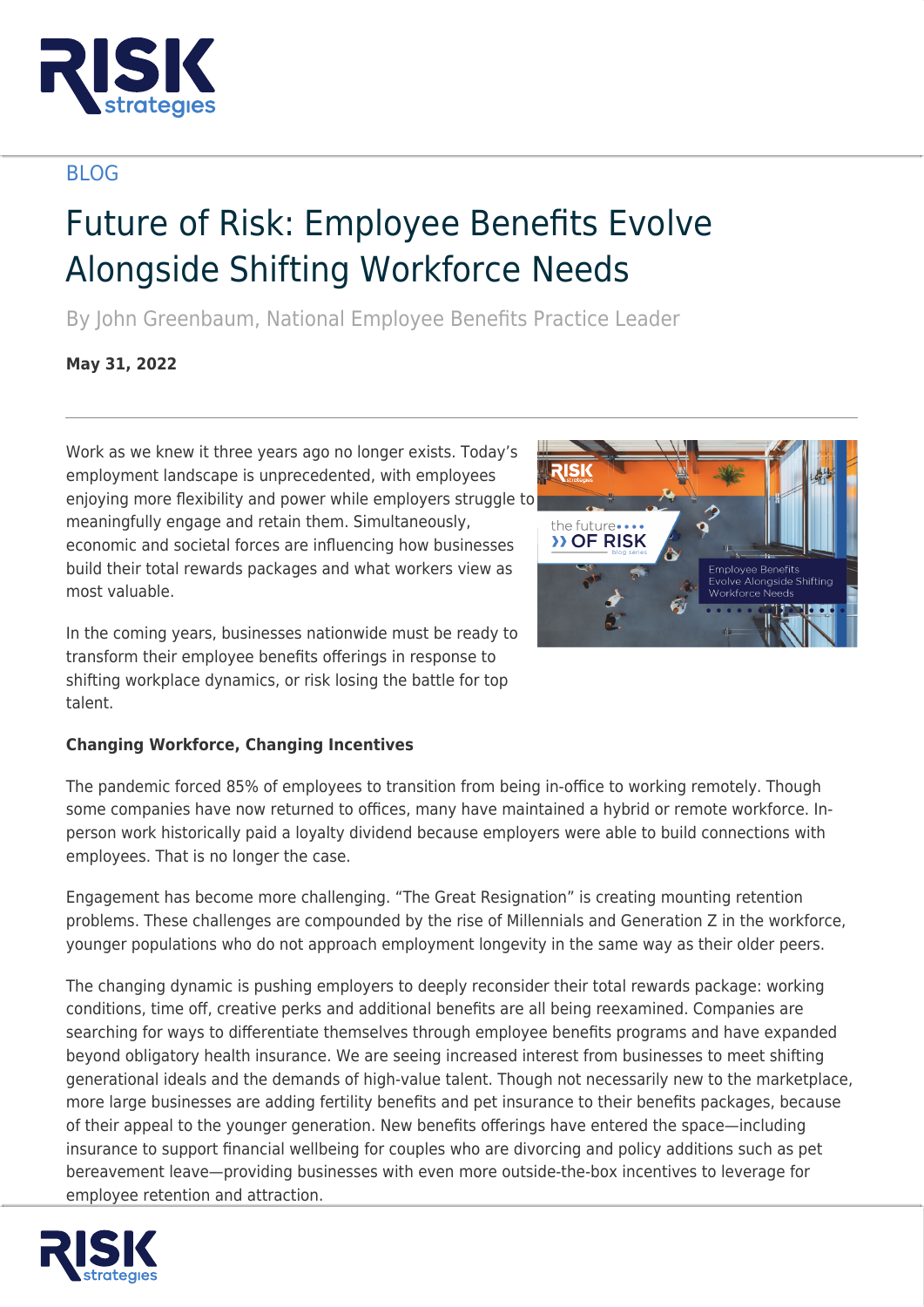BLOG

# Future of Risk: Employee Benefits Evolve Alongside Shifting Workforce Needs

By John Greenbaum, National Employee Benefits Practice Leader

**May 31, 2022**

Work as we knew it three years ago no longer exists. Today's employment landscape is unprecedented, with employees enjoying more flexibility and power while employers struggle to meaningfully engage and retain them. Simultaneously, economic and societal forces are influencing how businesses build their total rewards packages and what workers view as most valuable.

In the coming years, businesses nationwide must be ready to transform their employee benefits offerings in response to shifting workplace dynamics, or risk losing the battle for top talent.

**Changing Workforce, Changing Incentives**

The pandemic forced 85% of employees to transition from being in-office to working remotely. Though some companies have now returned to offices, many have maintained a hybrid or remote workforce. In-person work historically paid a loyalty dividend because employers were able to build connections with employees. That is no longer the case.

Engagement has become more challenging. "The Great Resignation" is creating mounting retention problems. These challenges are compounded by the rise of Millennials and Generation Z in the workforce, younger populations who do not approach employment longevity in the same way as their older peers.

The changing dynamic is pushing employers to deeply reconsider their total rewards package: working conditions, time off, creative perks and additional benefits are all being reexamined. Companies are searching for ways to differentiate themselves through employee benefits programs and have expanded beyond obligatory health insurance. We are seeing increased interest from businesses to meet shifting generational ideals and the demands of high-value talent. Though not necessarily new to the marketplace, more large businesses are adding fertility benefits and pet insurance to their benefits packages, because of their appeal to the younger generation. New benefits offerings have entered the space—including insurance to support financial wellbeing for couples who are divorcing and policy additions such as pet bereavement leave—providing businesses with even more outside-the-box incentives to leverage for employee retention and attraction.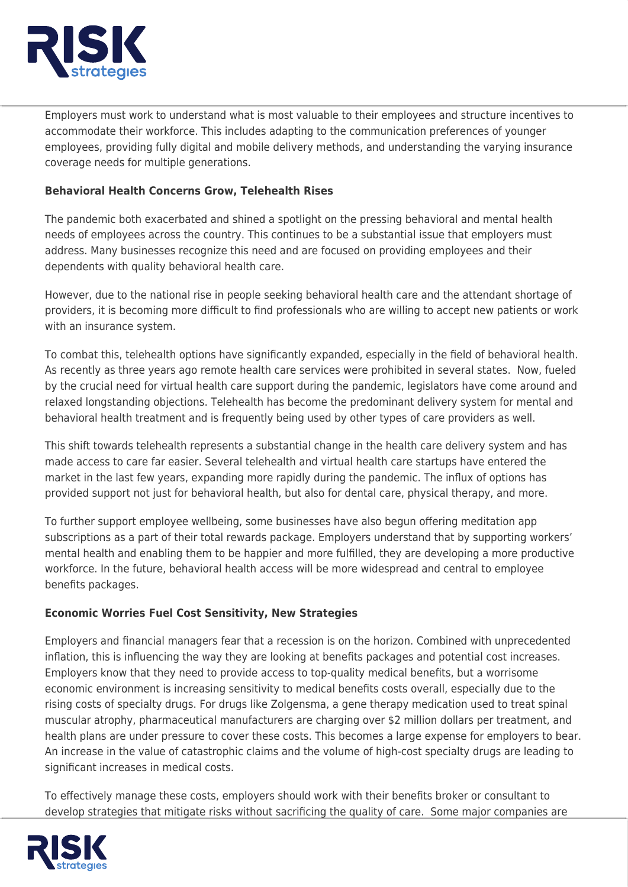Employers must work to understand what is most valuable to their employees and structure incentives to accommodate their workforce. This includes adapting to the communication preferences of younger employees, providing fully digital and mobile delivery methods, and understanding the varying insurance coverage needs for multiple generations.

**Behavioral Health Concerns Grow, Telehealth Rises**

The pandemic both exacerbated and shined a spotlight on the pressing behavioral and mental health needs of employees across the country. This continues to be a substantial issue that employers must address. Many businesses recognize this need and are focused on providing employees and their dependents with quality behavioral health care.

However, due to the national rise in people seeking behavioral health care and the attendant shortage of providers, it is becoming more difficult to find professionals who are willing to accept new patients or work with an insurance system.

To combat this, telehealth options have significantly expanded, especially in the field of behavioral health. As recently as three years ago remote health care services were prohibited in several states. Now, fueled by the crucial need for virtual health care support during the pandemic, legislators have come around and relaxed longstanding objections. Telehealth has become the predominant delivery system for mental and behavioral health treatment and is frequently being used by other types of care providers as well.

This shift towards telehealth represents a substantial change in the health care delivery system and has made access to care far easier. Several telehealth and virtual health care startups have entered the market in the last few years, expanding more rapidly during the pandemic. The influx of options has provided support not just for behavioral health, but also for dental care, physical therapy, and more.

To further support employee wellbeing, some businesses have also begun offering meditation app subscriptions as a part of their total rewards package. Employers understand that by supporting workers' mental health and enabling them to be happier and more fulfilled, they are developing a more productive workforce. In the future, behavioral health access will be more widespread and central to employee benefits packages.

**Economic Worries Fuel Cost Sensitivity, New Strategies**

Employers and financial managers fear that a recession is on the horizon. Combined with unprecedented inflation, this is influencing the way they are looking at benefits packages and potential cost increases. Employers know that they need to provide access to top-quality medical benefits, but a worrisome economic environment is increasing sensitivity to medical benefits costs overall, especially due to the rising costs of specialty drugs. For drugs like Zolgensma, a gene therapy medication used to treat spinal muscular atrophy, pharmaceutical manufacturers are charging over $2 million dollars per treatment, and health plans are under pressure to cover these costs. This becomes a large expense for employers to bear. An increase in the value of catastrophic claims and the volume of high-cost specialty drugs are leading to significant increases in medical costs.

To effectively manage these costs, employers should work with their benefits broker or consultant to develop strategies that mitigate risks without sacrificing the quality of care. Some major companies are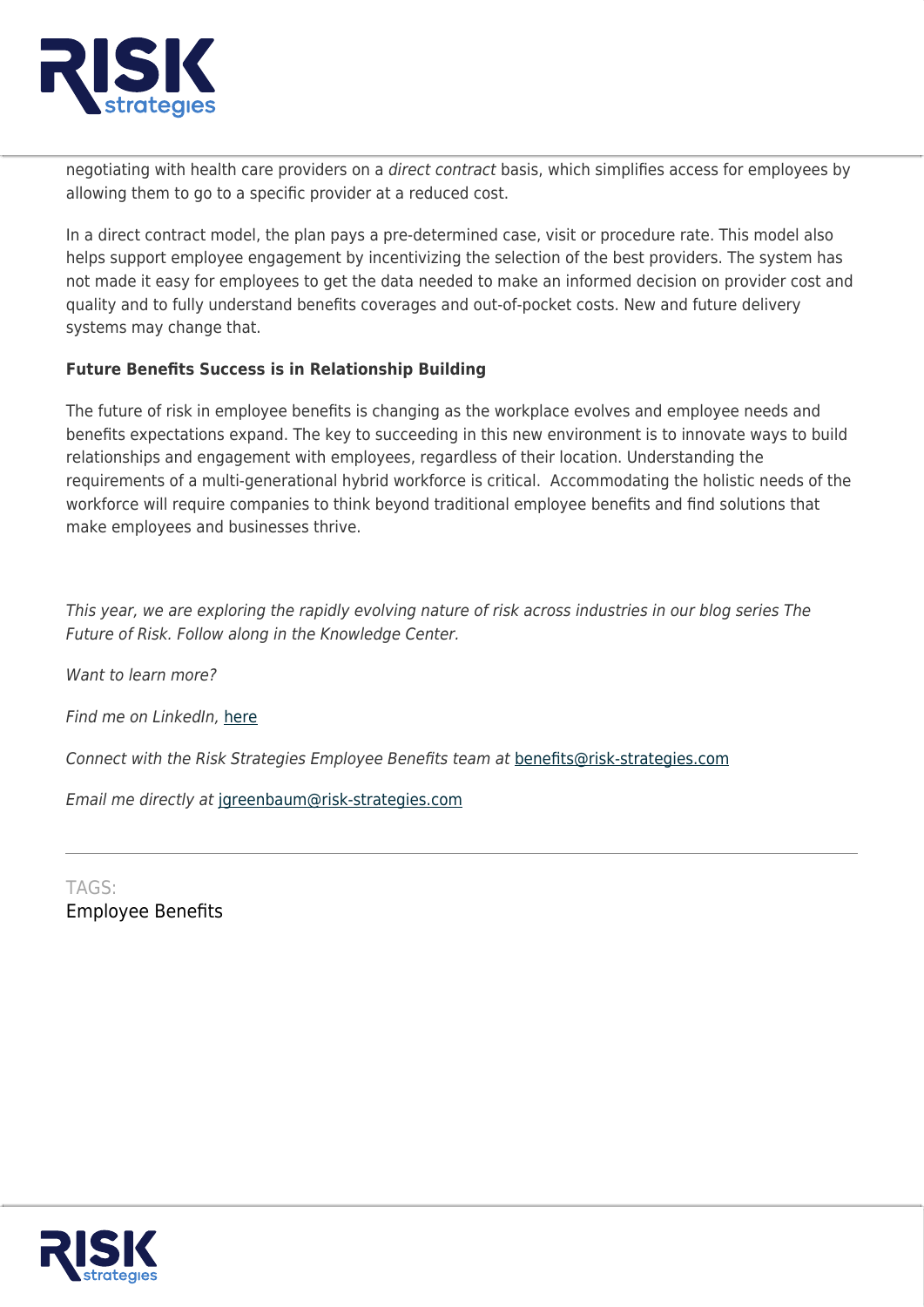negotiating with health care providers on a *direct contract* basis, which simplifies access for employees by allowing them to go to a specific provider at a reduced cost.

In a direct contract model, the plan pays a pre-determined case, visit or procedure rate. This model also helps support employee engagement by incentivizing the selection of the best providers. The system has not made it easy for employees to get the data needed to make an informed decision on provider cost and quality and to fully understand benefits coverages and out-of-pocket costs. New and future delivery systems may change that.

**Future Benefits Success is in Relationship Building**

The future of risk in employee benefits is changing as the workplace evolves and employee needs and benefits expectations expand. The key to succeeding in this new environment is to innovate ways to build relationships and engagement with employees, regardless of their location. Understanding the requirements of a multi-generational hybrid workforce is critical. Accommodating the holistic needs of the workforce will require companies to think beyond traditional employee benefits and find solutions that make employees and businesses thrive.

*This year, we are exploring the rapidly evolving nature of risk across industries in our blog series The Future of Risk. Follow along in the Knowledge Center.*

*Want to learn more?*

*Find me on LinkedIn,* here

*Connect with the Risk Strategies Employee Benefits team at* benefits@risk-strategies.com

*Email me directly at* jgreenbaum@risk-strategies.com

---

TAGS:
Employee Benefits